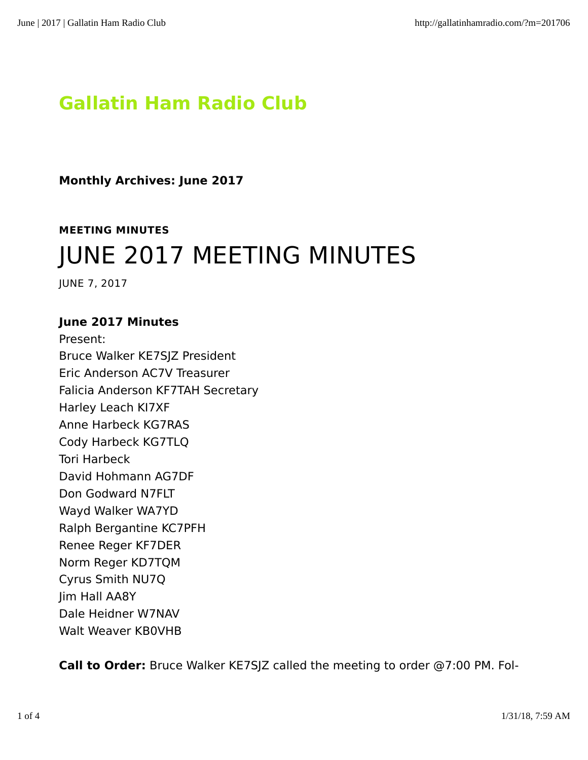# Gallatin Ham Radio Club

**Monthly Archives: June 2017**

**MEETING MINUTES**

## JUNE 2017 MEETING MINUTES

JUNE 7, 2017

**June 2017 Minutes**
Present:
Bruce Walker KE7SJZ President
Eric Anderson AC7V Treasurer
Falicia Anderson KF7TAH Secretary
Harley Leach KI7XF
Anne Harbeck KG7RAS
Cody Harbeck KG7TLQ
Tori Harbeck
David Hohmann AG7DF
Don Godward N7FLT
Wayd Walker WA7YD
Ralph Bergantine KC7PFH
Renee Reger KF7DER
Norm Reger KD7TQM
Cyrus Smith NU7Q
Jim Hall AA8Y
Dale Heidner W7NAV
Walt Weaver KB0VHB

**Call to Order:** Bruce Walker KE7SJZ called the meeting to order @7:00 PM. Fol-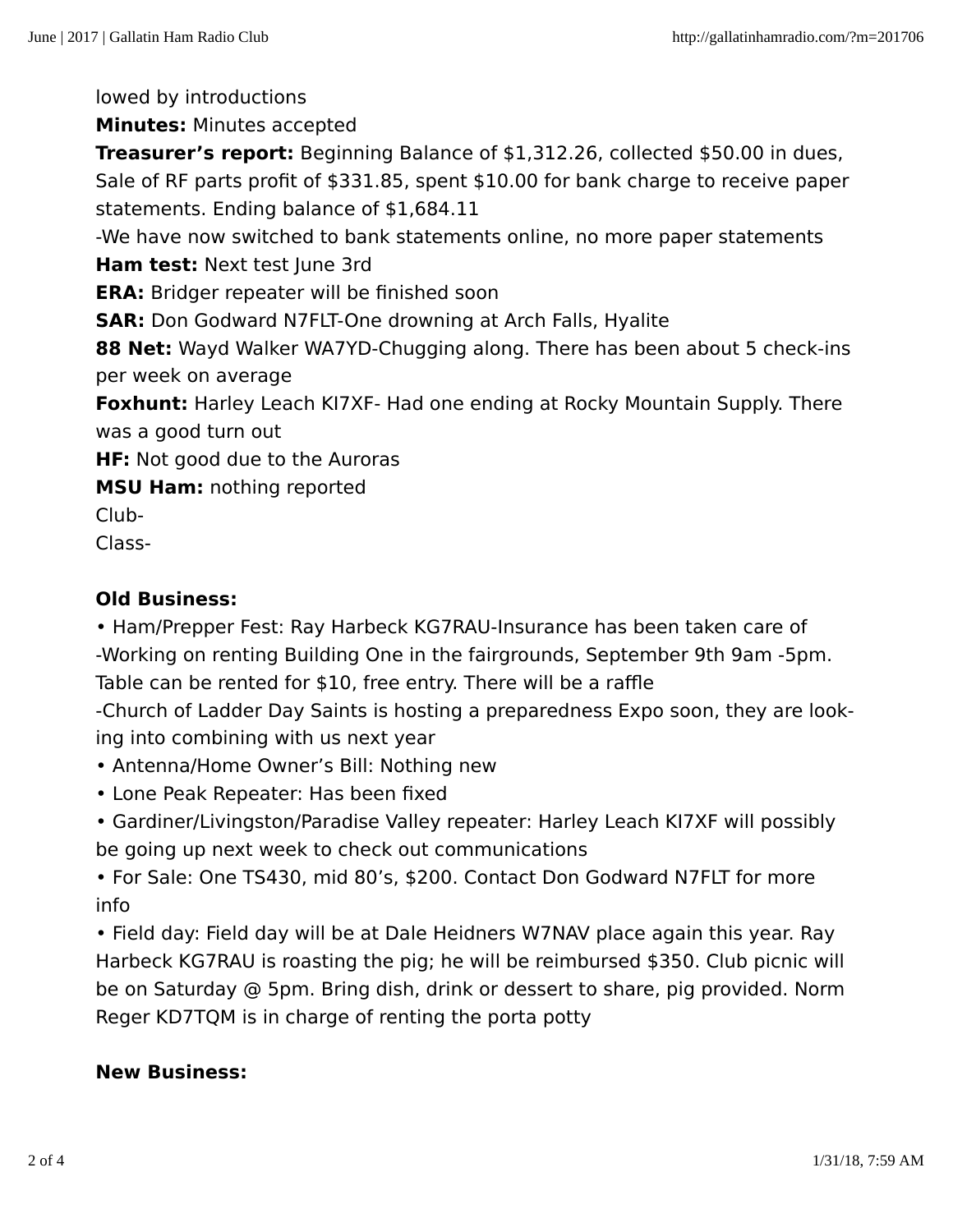lowed by introductions

**Minutes:** Minutes accepted

**Treasurer's report:** Beginning Balance of $1,312.26, collected $50.00 in dues, Sale of RF parts profit of $331.85, spent $10.00 for bank charge to receive paper statements. Ending balance of $1,684.11

-We have now switched to bank statements online, no more paper statements

**Ham test:** Next test June 3rd

**ERA:** Bridger repeater will be finished soon

**SAR:** Don Godward N7FLT-One drowning at Arch Falls, Hyalite

**88 Net:** Wayd Walker WA7YD-Chugging along. There has been about 5 check-ins per week on average

**Foxhunt:** Harley Leach KI7XF- Had one ending at Rocky Mountain Supply. There was a good turn out

**HF:** Not good due to the Auroras

**MSU Ham:** nothing reported

Club-

Class-

**Old Business:**

• Ham/Prepper Fest: Ray Harbeck KG7RAU-Insurance has been taken care of
-Working on renting Building One in the fairgrounds, September 9th 9am -5pm. Table can be rented for $10, free entry. There will be a raffle
-Church of Ladder Day Saints is hosting a preparedness Expo soon, they are looking into combining with us next year

• Antenna/Home Owner's Bill: Nothing new

• Lone Peak Repeater: Has been fixed

• Gardiner/Livingston/Paradise Valley repeater: Harley Leach KI7XF will possibly be going up next week to check out communications

• For Sale: One TS430, mid 80's, $200. Contact Don Godward N7FLT for more info

• Field day: Field day will be at Dale Heidners W7NAV place again this year. Ray Harbeck KG7RAU is roasting the pig; he will be reimbursed $350. Club picnic will be on Saturday @ 5pm. Bring dish, drink or dessert to share, pig provided. Norm Reger KD7TQM is in charge of renting the porta potty

**New Business:**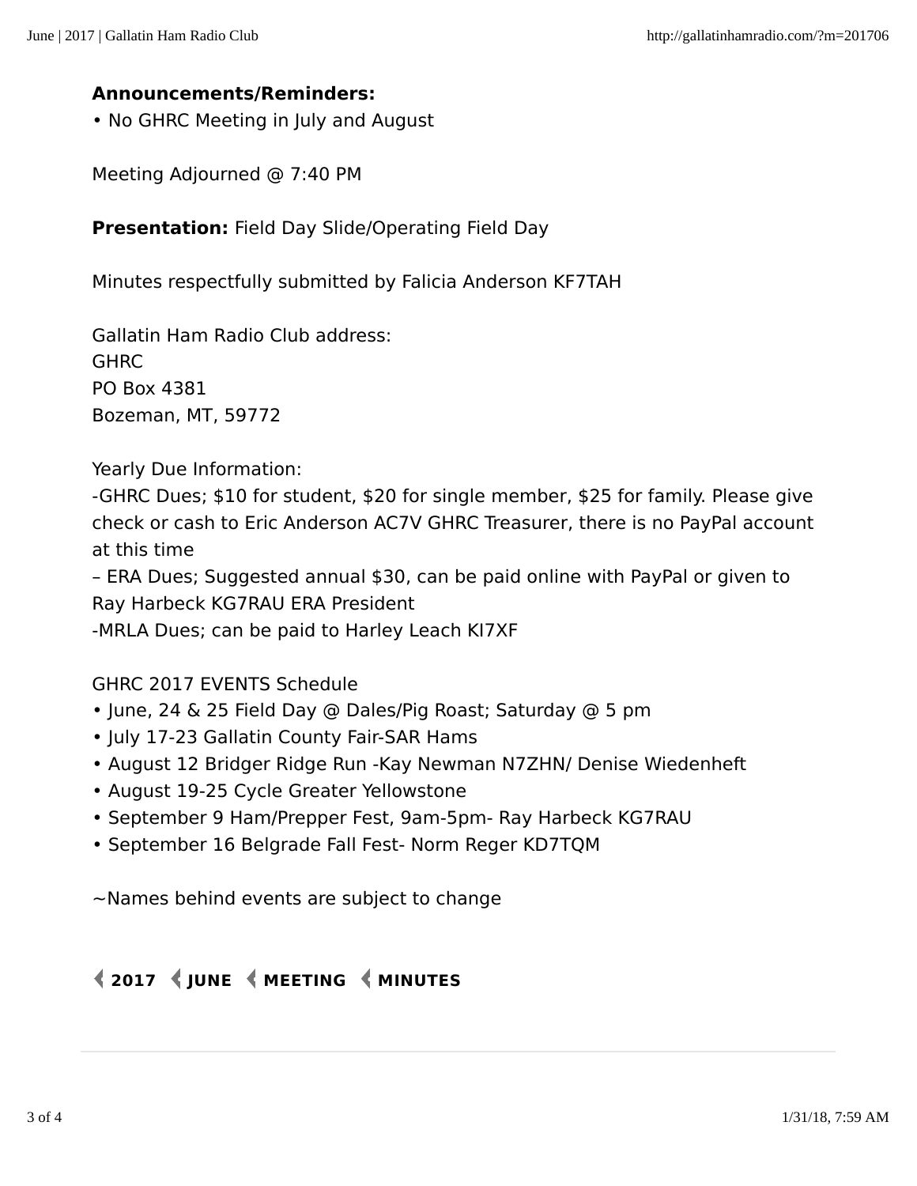**Announcements/Reminders:**
• No GHRC Meeting in July and August

Meeting Adjourned @ 7:40 PM

**Presentation:** Field Day Slide/Operating Field Day

Minutes respectfully submitted by Falicia Anderson KF7TAH

Gallatin Ham Radio Club address:
GHRC
PO Box 4381
Bozeman, MT, 59772

Yearly Due Information:
-GHRC Dues; $10 for student, $20 for single member, $25 for family. Please give check or cash to Eric Anderson AC7V GHRC Treasurer, there is no PayPal account at this time
– ERA Dues; Suggested annual $30, can be paid online with PayPal or given to Ray Harbeck KG7RAU ERA President
-MRLA Dues; can be paid to Harley Leach KI7XF

GHRC 2017 EVENTS Schedule
• June, 24 & 25 Field Day @ Dales/Pig Roast; Saturday @ 5 pm
• July 17-23 Gallatin County Fair-SAR Hams
• August 12 Bridger Ridge Run -Kay Newman N7ZHN/ Denise Wiedenheft
• August 19-25 Cycle Greater Yellowstone
• September 9 Ham/Prepper Fest, 9am-5pm- Ray Harbeck KG7RAU
• September 16 Belgrade Fall Fest- Norm Reger KD7TQM

~Names behind events are subject to change

**2017** **JUNE** **MEETING** **MINUTES**